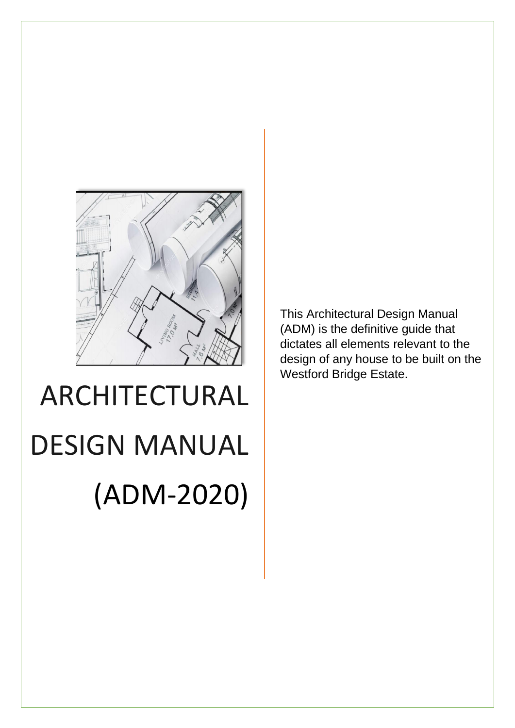# ARCHITECTURAL DESIGN MANUAL (ADM-2020)

This Architectural Design Manual (ADM) is the definitive guide that dictates all elements relevant to the design of any house to be built on the Westford Bridge Estate.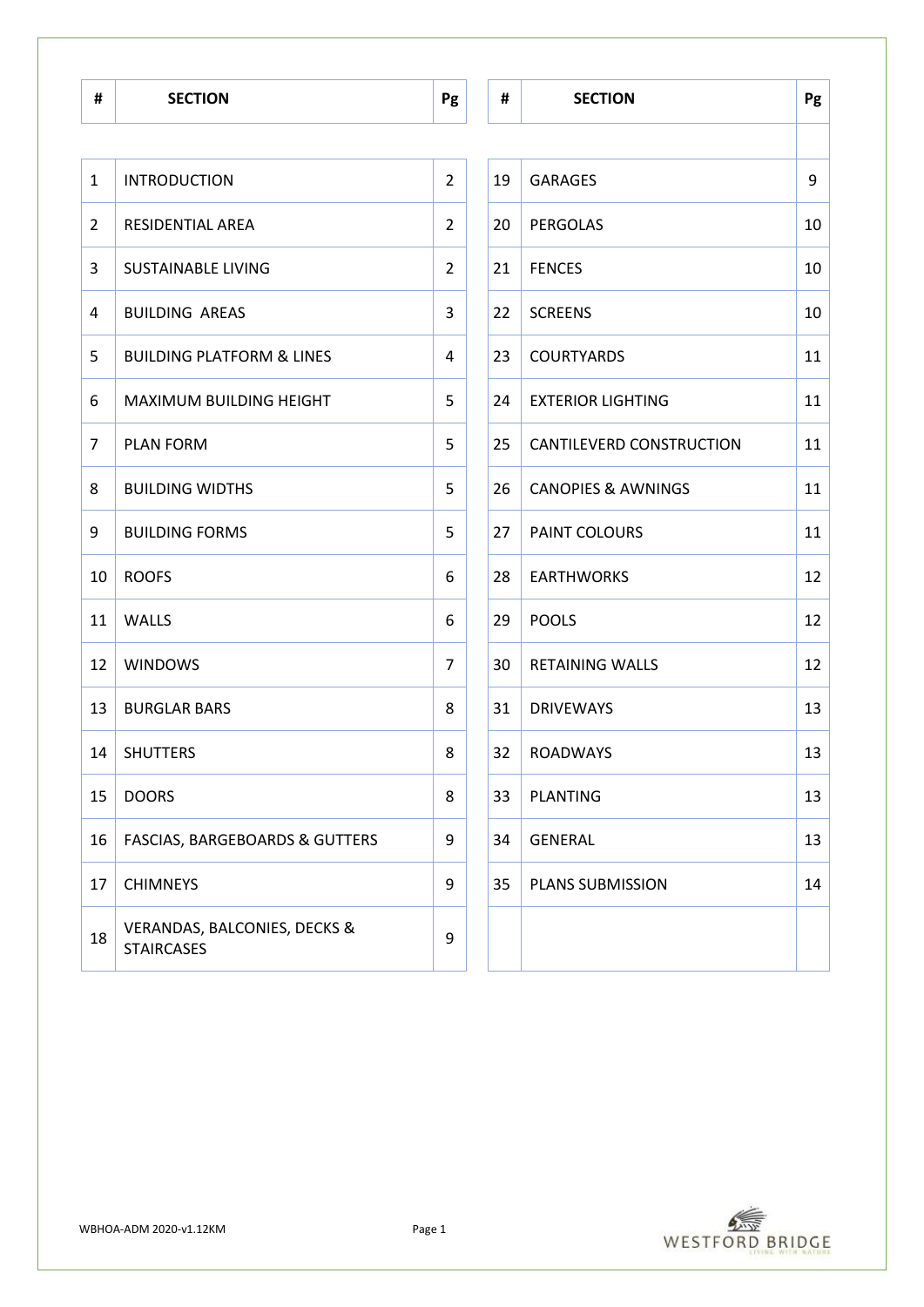| # | SECTION | Pg |
|---|---|---|
| 1 | INTRODUCTION | 2 |
| 2 | RESIDENTIAL AREA | 2 |
| 3 | SUSTAINABLE LIVING | 2 |
| 4 | BUILDING AREAS | 3 |
| 5 | BUILDING PLATFORM & LINES | 4 |
| 6 | MAXIMUM BUILDING HEIGHT | 5 |
| 7 | PLAN FORM | 5 |
| 8 | BUILDING WIDTHS | 5 |
| 9 | BUILDING FORMS | 5 |
| 10 | ROOFS | 6 |
| 11 | WALLS | 6 |
| 12 | WINDOWS | 7 |
| 13 | BURGLAR BARS | 8 |
| 14 | SHUTTERS | 8 |
| 15 | DOORS | 8 |
| 16 | FASCIAS, BARGEBOARDS & GUTTERS | 9 |
| 17 | CHIMNEYS | 9 |
| 18 | VERANDAS, BALCONIES, DECKS & STAIRCASES | 9 |

| # | SECTION | Pg |
|---|---|---|
| 19 | GARAGES | 9 |
| 20 | PERGOLAS | 10 |
| 21 | FENCES | 10 |
| 22 | SCREENS | 10 |
| 23 | COURTYARDS | 11 |
| 24 | EXTERIOR LIGHTING | 11 |
| 25 | CANTILEVERD CONSTRUCTION | 11 |
| 26 | CANOPIES & AWNINGS | 11 |
| 27 | PAINT COLOURS | 11 |
| 28 | EARTHWORKS | 12 |
| 29 | POOLS | 12 |
| 30 | RETAINING WALLS | 12 |
| 31 | DRIVEWAYS | 13 |
| 32 | ROADWAYS | 13 |
| 33 | PLANTING | 13 |
| 34 | GENERAL | 13 |
| 35 | PLANS SUBMISSION | 14 |

WBHOA-ADM 2020-v1.12KM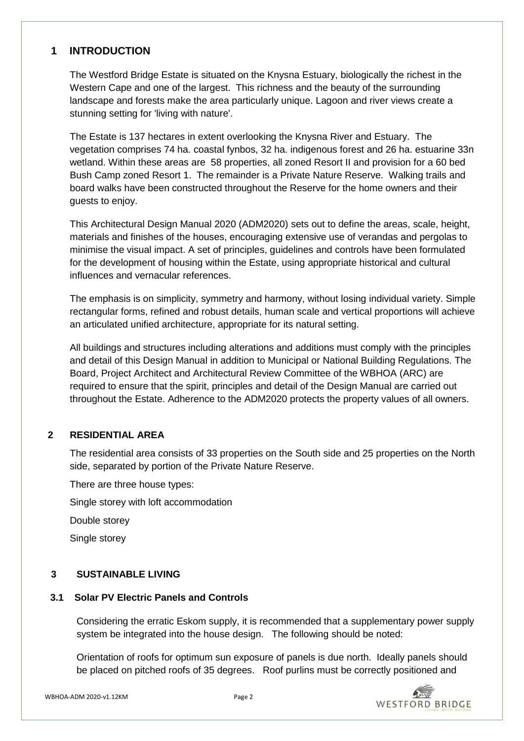## 1 INTRODUCTION

The Westford Bridge Estate is situated on the Knysna Estuary, biologically the richest in the Western Cape and one of the largest. This richness and the beauty of the surrounding landscape and forests make the area particularly unique. Lagoon and river views create a stunning setting for 'living with nature'.

The Estate is 137 hectares in extent overlooking the Knysna River and Estuary. The vegetation comprises 74 ha. coastal fynbos, 32 ha. indigenous forest and 26 ha. estuarine 33n wetland. Within these areas are 58 properties, all zoned Resort II and provision for a 60 bed Bush Camp zoned Resort 1. The remainder is a Private Nature Reserve. Walking trails and board walks have been constructed throughout the Reserve for the home owners and their guests to enjoy.

This Architectural Design Manual 2020 (ADM2020) sets out to define the areas, scale, height, materials and finishes of the houses, encouraging extensive use of verandas and pergolas to minimise the visual impact. A set of principles, guidelines and controls have been formulated for the development of housing within the Estate, using appropriate historical and cultural influences and vernacular references.

The emphasis is on simplicity, symmetry and harmony, without losing individual variety. Simple rectangular forms, refined and robust details, human scale and vertical proportions will achieve an articulated unified architecture, appropriate for its natural setting.

All buildings and structures including alterations and additions must comply with the principles and detail of this Design Manual in addition to Municipal or National Building Regulations. The Board, Project Architect and Architectural Review Committee of the WBHOA (ARC) are required to ensure that the spirit, principles and detail of the Design Manual are carried out throughout the Estate. Adherence to the ADM2020 protects the property values of all owners.

## 2 RESIDENTIAL AREA

The residential area consists of 33 properties on the South side and 25 properties on the North side, separated by portion of the Private Nature Reserve.

There are three house types:

Single storey with loft accommodation

Double storey

Single storey

## 3 SUSTAINABLE LIVING

### 3.1 Solar PV Electric Panels and Controls

Considering the erratic Eskom supply, it is recommended that a supplementary power supply system be integrated into the house design. The following should be noted:

Orientation of roofs for optimum sun exposure of panels is due north. Ideally panels should be placed on pitched roofs of 35 degrees. Roof purlins must be correctly positioned and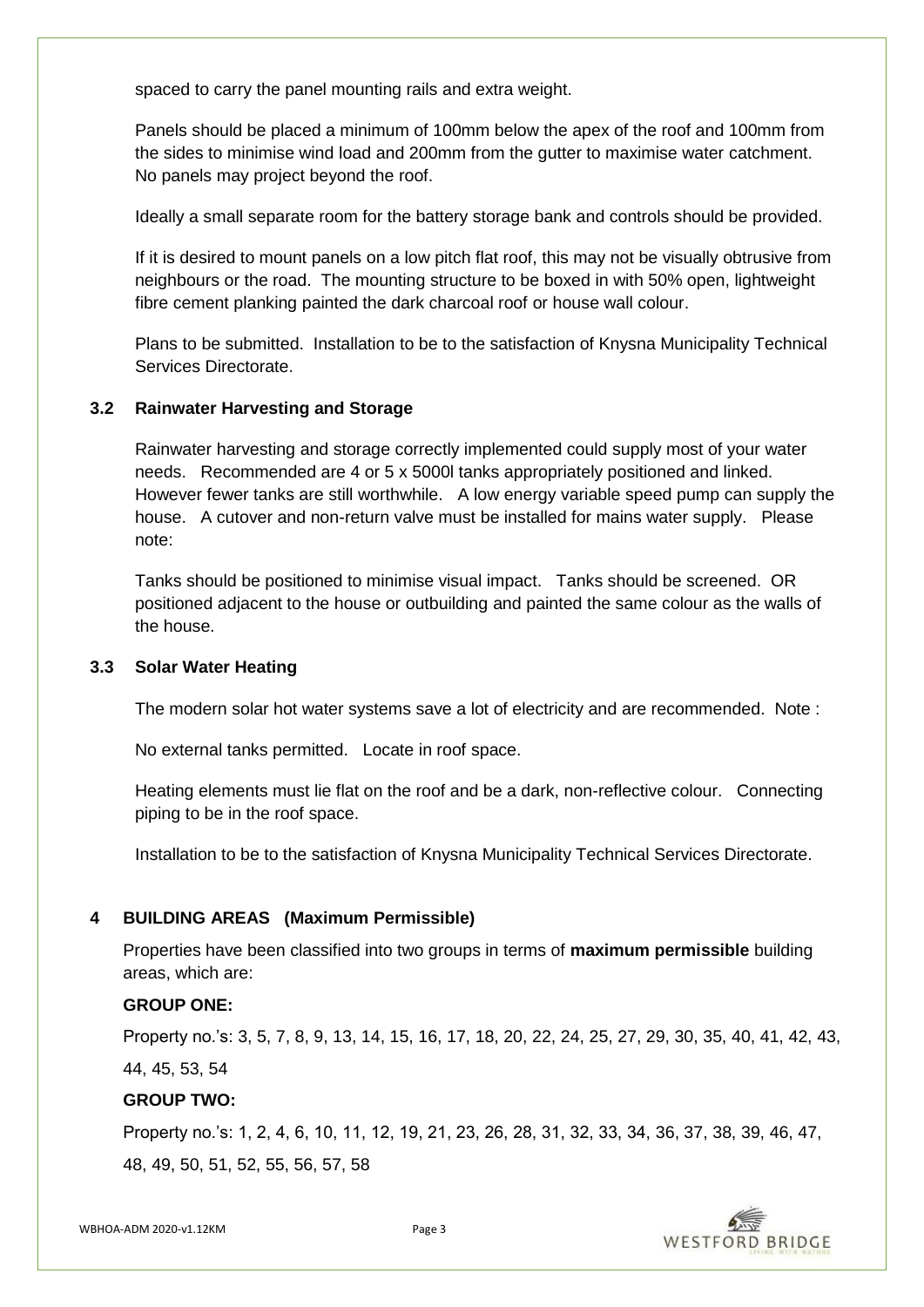spaced to carry the panel mounting rails and extra weight.

Panels should be placed a minimum of 100mm below the apex of the roof and 100mm from the sides to minimise wind load and 200mm from the gutter to maximise water catchment. No panels may project beyond the roof.

Ideally a small separate room for the battery storage bank and controls should be provided.

If it is desired to mount panels on a low pitch flat roof, this may not be visually obtrusive from neighbours or the road. The mounting structure to be boxed in with 50% open, lightweight fibre cement planking painted the dark charcoal roof or house wall colour.

Plans to be submitted. Installation to be to the satisfaction of Knysna Municipality Technical Services Directorate.

### 3.2 Rainwater Harvesting and Storage

Rainwater harvesting and storage correctly implemented could supply most of your water needs. Recommended are 4 or 5 x 5000l tanks appropriately positioned and linked. However fewer tanks are still worthwhile. A low energy variable speed pump can supply the house. A cutover and non-return valve must be installed for mains water supply. Please note:

Tanks should be positioned to minimise visual impact. Tanks should be screened. OR positioned adjacent to the house or outbuilding and painted the same colour as the walls of the house.

### 3.3 Solar Water Heating

The modern solar hot water systems save a lot of electricity and are recommended. Note :

No external tanks permitted. Locate in roof space.

Heating elements must lie flat on the roof and be a dark, non-reflective colour. Connecting piping to be in the roof space.

Installation to be to the satisfaction of Knysna Municipality Technical Services Directorate.

## 4 BUILDING AREAS (Maximum Permissible)

Properties have been classified into two groups in terms of **maximum permissible** building areas, which are:

**GROUP ONE:**

Property no.'s: 3, 5, 7, 8, 9, 13, 14, 15, 16, 17, 18, 20, 22, 24, 25, 27, 29, 30, 35, 40, 41, 42, 43, 44, 45, 53, 54

**GROUP TWO:**

Property no.'s: 1, 2, 4, 6, 10, 11, 12, 19, 21, 23, 26, 28, 31, 32, 33, 34, 36, 37, 38, 39, 46, 47, 48, 49, 50, 51, 52, 55, 56, 57, 58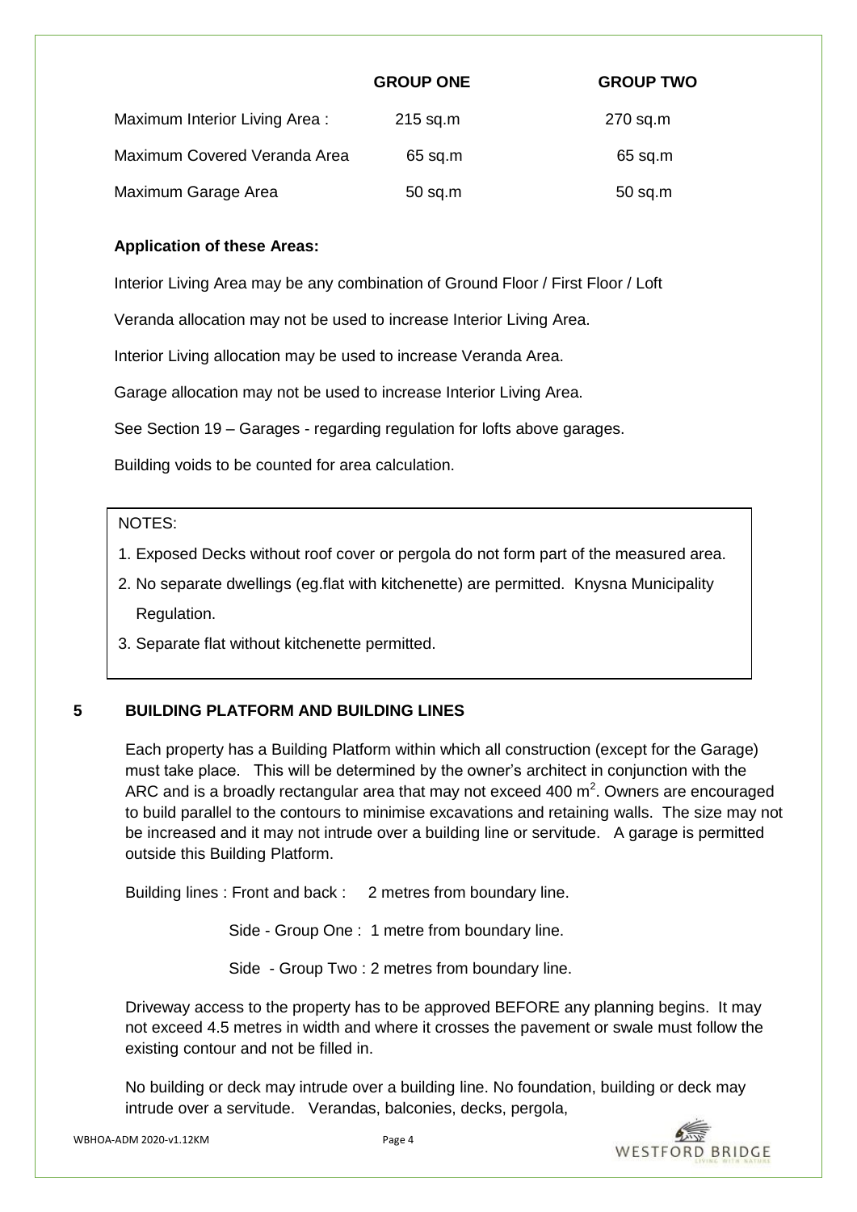| | GROUP ONE | GROUP TWO |
|---|---|---|
| Maximum Interior Living Area : | 215 sq.m | 270 sq.m |
| Maximum Covered Veranda Area | 65 sq.m | 65 sq.m |
| Maximum Garage Area | 50 sq.m | 50 sq.m |

**Application of these Areas:**

Interior Living Area may be any combination of Ground Floor / First Floor / Loft

Veranda allocation may not be used to increase Interior Living Area.

Interior Living allocation may be used to increase Veranda Area.

Garage allocation may not be used to increase Interior Living Area.

See Section 19 – Garages - regarding regulation for lofts above garages.

Building voids to be counted for area calculation.

NOTES:

1. Exposed Decks without roof cover or pergola do not form part of the measured area.
2. No separate dwellings (eg.flat with kitchenette) are permitted. Knysna Municipality Regulation.
3. Separate flat without kitchenette permitted.

## 5 BUILDING PLATFORM AND BUILDING LINES

Each property has a Building Platform within which all construction (except for the Garage) must take place. This will be determined by the owner's architect in conjunction with the ARC and is a broadly rectangular area that may not exceed 400 $m^2$. Owners are encouraged to build parallel to the contours to minimise excavations and retaining walls. The size may not be increased and it may not intrude over a building line or servitude. A garage is permitted outside this Building Platform.

Building lines : Front and back : 2 metres from boundary line.

Side - Group One : 1 metre from boundary line.

Side - Group Two : 2 metres from boundary line.

Driveway access to the property has to be approved BEFORE any planning begins. It may not exceed 4.5 metres in width and where it crosses the pavement or swale must follow the existing contour and not be filled in.

No building or deck may intrude over a building line. No foundation, building or deck may intrude over a servitude. Verandas, balconies, decks, pergola,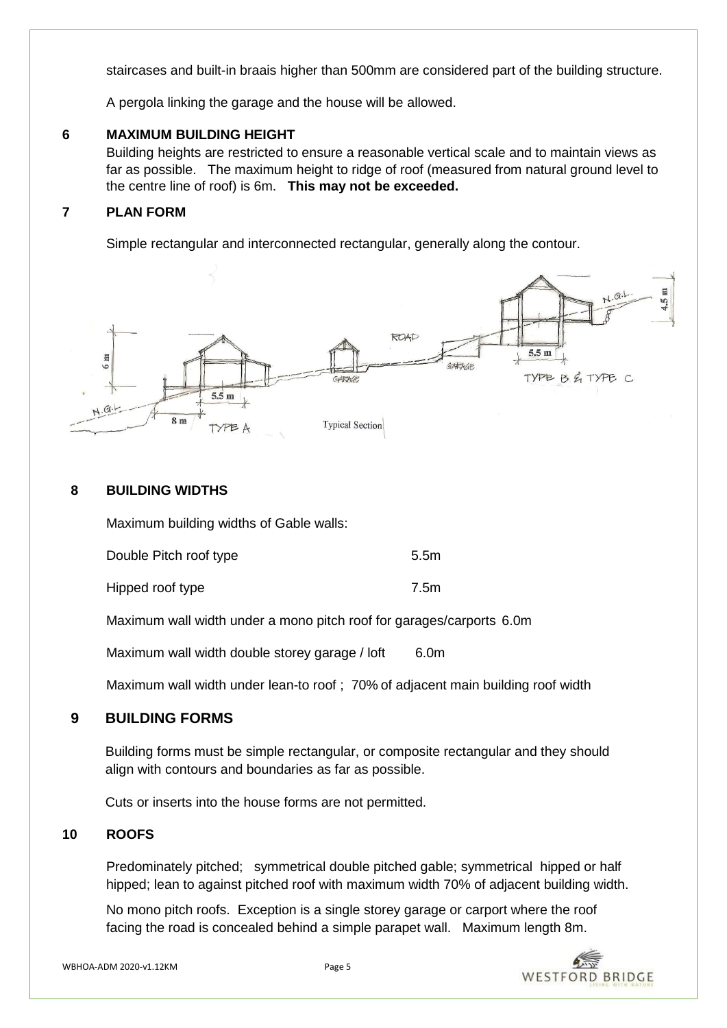staircases and built-in braais higher than 500mm are considered part of the building structure.

A pergola linking the garage and the house will be allowed.

## 6 MAXIMUM BUILDING HEIGHT

Building heights are restricted to ensure a reasonable vertical scale and to maintain views as far as possible. The maximum height to ridge of roof (measured from natural ground level to the centre line of roof) is 6m. **This may not be exceeded.**

## 7 PLAN FORM

Simple rectangular and interconnected rectangular, generally along the contour.

Typical Section

## 8 BUILDING WIDTHS

Maximum building widths of Gable walls:

| | |
|---|---|
| Double Pitch roof type | 5.5m |
| Hipped roof type | 7.5m |

Maximum wall width under a mono pitch roof for garages/carports 6.0m

Maximum wall width double storey garage / loft 6.0m

Maximum wall width under lean-to roof ; 70% of adjacent main building roof width

## 9 BUILDING FORMS

Building forms must be simple rectangular, or composite rectangular and they should align with contours and boundaries as far as possible.

Cuts or inserts into the house forms are not permitted.

## 10 ROOFS

Predominately pitched; symmetrical double pitched gable; symmetrical hipped or half hipped; lean to against pitched roof with maximum width 70% of adjacent building width.

No mono pitch roofs. Exception is a single storey garage or carport where the roof facing the road is concealed behind a simple parapet wall. Maximum length 8m.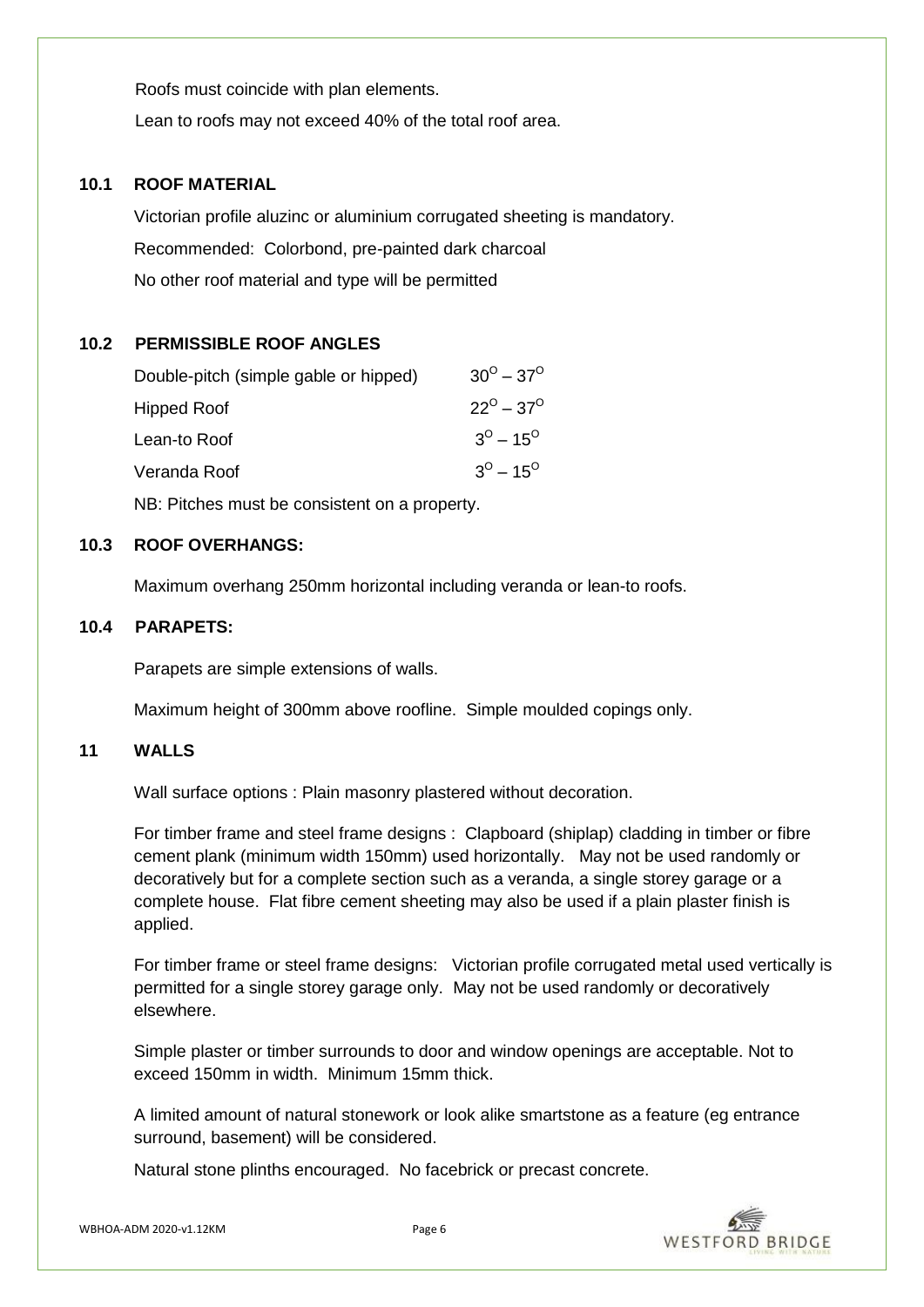Roofs must coincide with plan elements.

Lean to roofs may not exceed 40% of the total roof area.

### 10.1 ROOF MATERIAL

Victorian profile aluzinc or aluminium corrugated sheeting is mandatory.

Recommended: Colorbond, pre-painted dark charcoal

No other roof material and type will be permitted

### 10.2 PERMISSIBLE ROOF ANGLES

| | |
|---|---|
| Double-pitch (simple gable or hipped) | $30^{O} – 37^{O}$ |
| Hipped Roof | $22^{O} – 37^{O}$ |
| Lean-to Roof | $3^{O} – 15^{O}$ |
| Veranda Roof | $3^{O} – 15^{O}$ |

NB: Pitches must be consistent on a property.

### 10.3 ROOF OVERHANGS:

Maximum overhang 250mm horizontal including veranda or lean-to roofs.

### 10.4 PARAPETS:

Parapets are simple extensions of walls.

Maximum height of 300mm above roofline. Simple moulded copings only.

## 11 WALLS

Wall surface options : Plain masonry plastered without decoration.

For timber frame and steel frame designs : Clapboard (shiplap) cladding in timber or fibre cement plank (minimum width 150mm) used horizontally. May not be used randomly or decoratively but for a complete section such as a veranda, a single storey garage or a complete house. Flat fibre cement sheeting may also be used if a plain plaster finish is applied.

For timber frame or steel frame designs: Victorian profile corrugated metal used vertically is permitted for a single storey garage only. May not be used randomly or decoratively elsewhere.

Simple plaster or timber surrounds to door and window openings are acceptable. Not to exceed 150mm in width. Minimum 15mm thick.

A limited amount of natural stonework or look alike smartstone as a feature (eg entrance surround, basement) will be considered.

Natural stone plinths encouraged. No facebrick or precast concrete.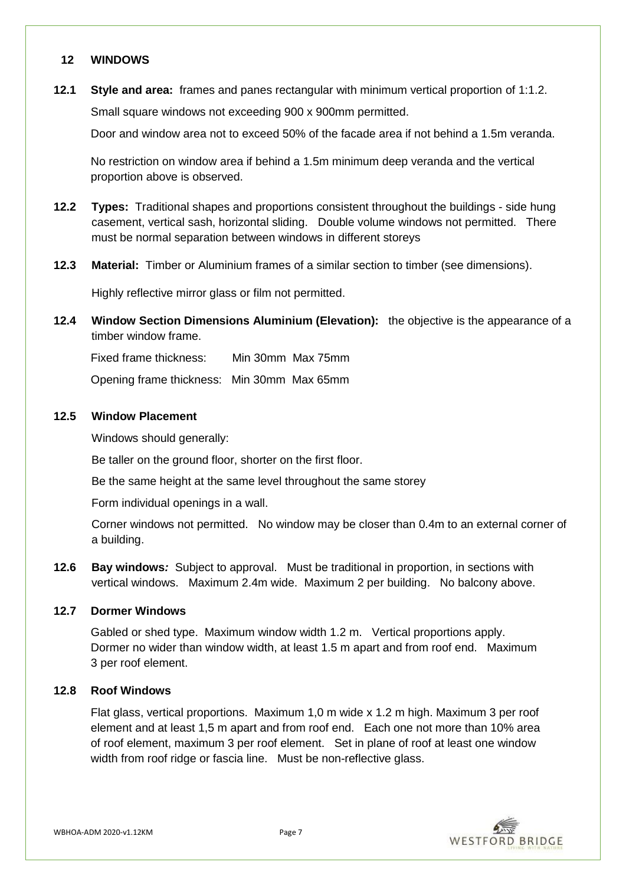## 12 WINDOWS

**12.1 Style and area:** frames and panes rectangular with minimum vertical proportion of 1:1.2.

Small square windows not exceeding 900 x 900mm permitted.

Door and window area not to exceed 50% of the facade area if not behind a 1.5m veranda.

No restriction on window area if behind a 1.5m minimum deep veranda and the vertical proportion above is observed.

**12.2 Types:** Traditional shapes and proportions consistent throughout the buildings - side hung casement, vertical sash, horizontal sliding. Double volume windows not permitted. There must be normal separation between windows in different storeys

**12.3 Material:** Timber or Aluminium frames of a similar section to timber (see dimensions).

Highly reflective mirror glass or film not permitted.

**12.4 Window Section Dimensions Aluminium (Elevation):** the objective is the appearance of a timber window frame.

Fixed frame thickness: Min 30mm Max 75mm

Opening frame thickness: Min 30mm Max 65mm

**12.5 Window Placement**

Windows should generally:

Be taller on the ground floor, shorter on the first floor.

Be the same height at the same level throughout the same storey

Form individual openings in a wall.

Corner windows not permitted. No window may be closer than 0.4m to an external corner of a building.

**12.6 Bay windows*:*** Subject to approval. Must be traditional in proportion, in sections with vertical windows. Maximum 2.4m wide. Maximum 2 per building. No balcony above.

**12.7 Dormer Windows**

Gabled or shed type. Maximum window width 1.2 m. Vertical proportions apply. Dormer no wider than window width, at least 1.5 m apart and from roof end. Maximum 3 per roof element.

**12.8 Roof Windows**

Flat glass, vertical proportions. Maximum 1,0 m wide x 1.2 m high. Maximum 3 per roof element and at least 1,5 m apart and from roof end. Each one not more than 10% area of roof element, maximum 3 per roof element. Set in plane of roof at least one window width from roof ridge or fascia line. Must be non-reflective glass.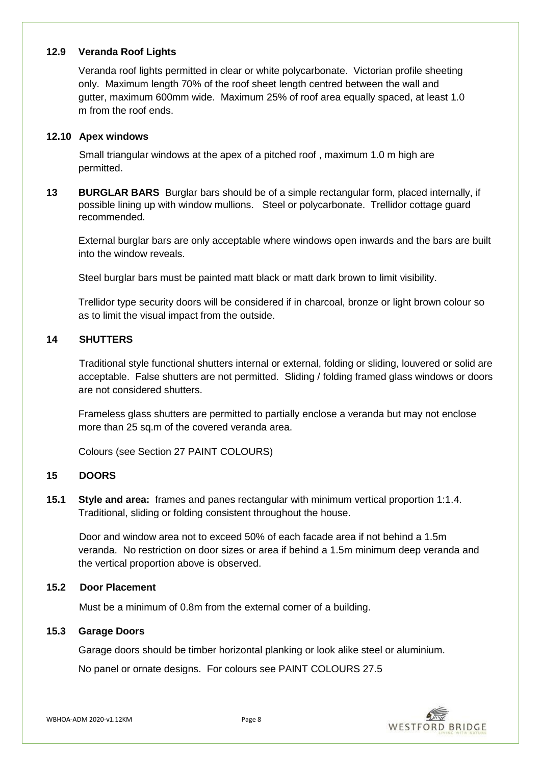### 12.9 Veranda Roof Lights

Veranda roof lights permitted in clear or white polycarbonate. Victorian profile sheeting only. Maximum length 70% of the roof sheet length centred between the wall and gutter, maximum 600mm wide. Maximum 25% of roof area equally spaced, at least 1.0 m from the roof ends.

### 12.10 Apex windows

Small triangular windows at the apex of a pitched roof , maximum 1.0 m high are permitted.

## 13 BURGLAR BARS

Burglar bars should be of a simple rectangular form, placed internally, if possible lining up with window mullions. Steel or polycarbonate. Trellidor cottage guard recommended.

External burglar bars are only acceptable where windows open inwards and the bars are built into the window reveals.

Steel burglar bars must be painted matt black or matt dark brown to limit visibility.

Trellidor type security doors will be considered if in charcoal, bronze or light brown colour so as to limit the visual impact from the outside.

## 14 SHUTTERS

Traditional style functional shutters internal or external, folding or sliding, louvered or solid are acceptable. False shutters are not permitted. Sliding / folding framed glass windows or doors are not considered shutters.

Frameless glass shutters are permitted to partially enclose a veranda but may not enclose more than 25 sq.m of the covered veranda area.

Colours (see Section 27 PAINT COLOURS)

## 15 DOORS

### 15.1 Style and area:

**Style and area:** frames and panes rectangular with minimum vertical proportion 1:1.4. Traditional, sliding or folding consistent throughout the house.

Door and window area not to exceed 50% of each facade area if not behind a 1.5m veranda. No restriction on door sizes or area if behind a 1.5m minimum deep veranda and the vertical proportion above is observed.

### 15.2 Door Placement

Must be a minimum of 0.8m from the external corner of a building.

### 15.3 Garage Doors

Garage doors should be timber horizontal planking or look alike steel or aluminium.

No panel or ornate designs. For colours see PAINT COLOURS 27.5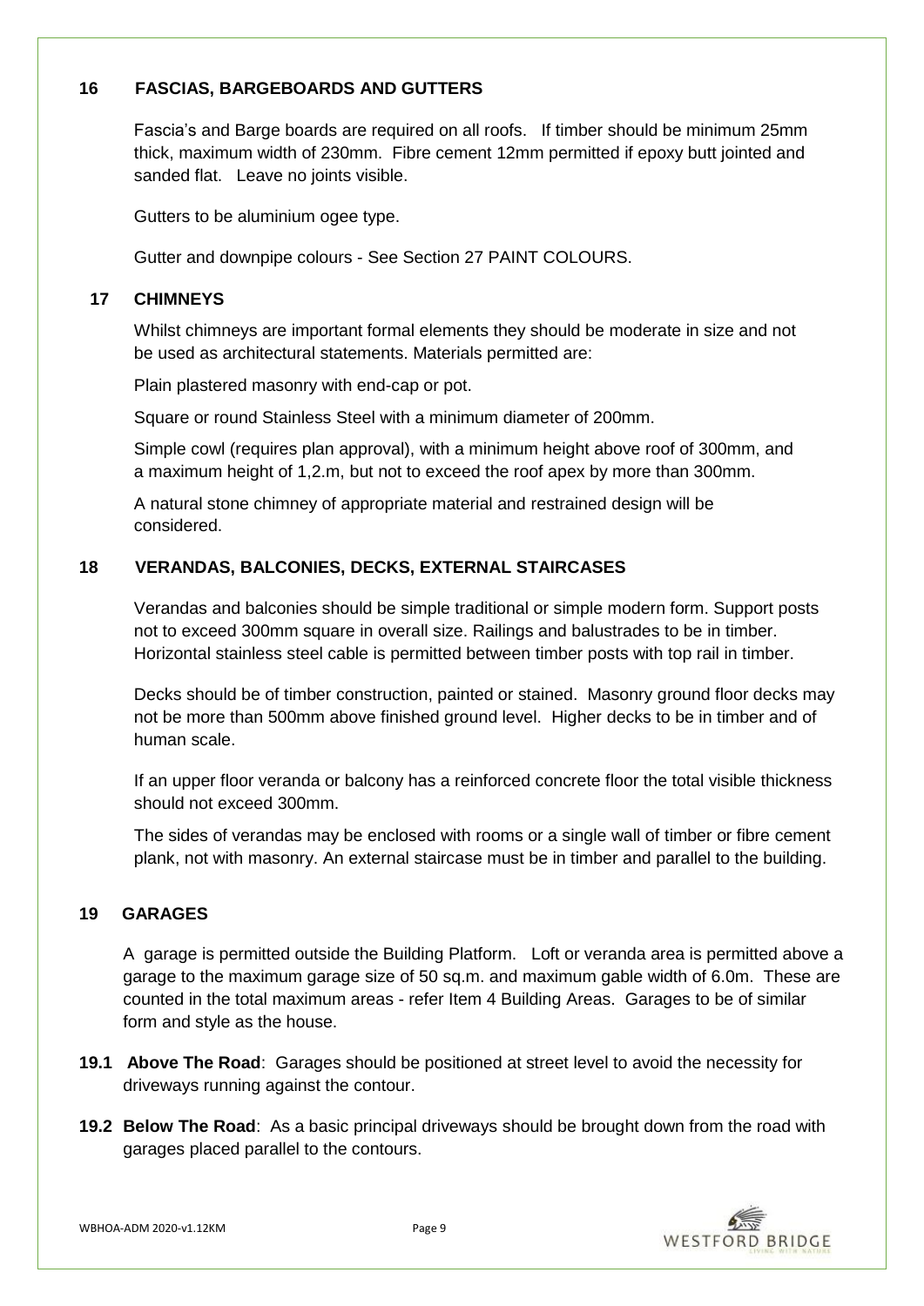## 16 FASCIAS, BARGEBOARDS AND GUTTERS

Fascia's and Barge boards are required on all roofs. If timber should be minimum 25mm thick, maximum width of 230mm. Fibre cement 12mm permitted if epoxy butt jointed and sanded flat. Leave no joints visible.

Gutters to be aluminium ogee type.

Gutter and downpipe colours - See Section 27 PAINT COLOURS.

## 17 CHIMNEYS

Whilst chimneys are important formal elements they should be moderate in size and not be used as architectural statements. Materials permitted are:

Plain plastered masonry with end-cap or pot.

Square or round Stainless Steel with a minimum diameter of 200mm.

Simple cowl (requires plan approval), with a minimum height above roof of 300mm, and a maximum height of 1,2.m, but not to exceed the roof apex by more than 300mm.

A natural stone chimney of appropriate material and restrained design will be considered.

## 18 VERANDAS, BALCONIES, DECKS, EXTERNAL STAIRCASES

Verandas and balconies should be simple traditional or simple modern form. Support posts not to exceed 300mm square in overall size. Railings and balustrades to be in timber. Horizontal stainless steel cable is permitted between timber posts with top rail in timber.

Decks should be of timber construction, painted or stained. Masonry ground floor decks may not be more than 500mm above finished ground level. Higher decks to be in timber and of human scale.

If an upper floor veranda or balcony has a reinforced concrete floor the total visible thickness should not exceed 300mm.

The sides of verandas may be enclosed with rooms or a single wall of timber or fibre cement plank, not with masonry. An external staircase must be in timber and parallel to the building.

## 19 GARAGES

A garage is permitted outside the Building Platform. Loft or veranda area is permitted above a garage to the maximum garage size of 50 sq.m. and maximum gable width of 6.0m. These are counted in the total maximum areas - refer Item 4 Building Areas. Garages to be of similar form and style as the house.

**19.1 Above The Road**: Garages should be positioned at street level to avoid the necessity for driveways running against the contour.

**19.2 Below The Road**: As a basic principal driveways should be brought down from the road with garages placed parallel to the contours.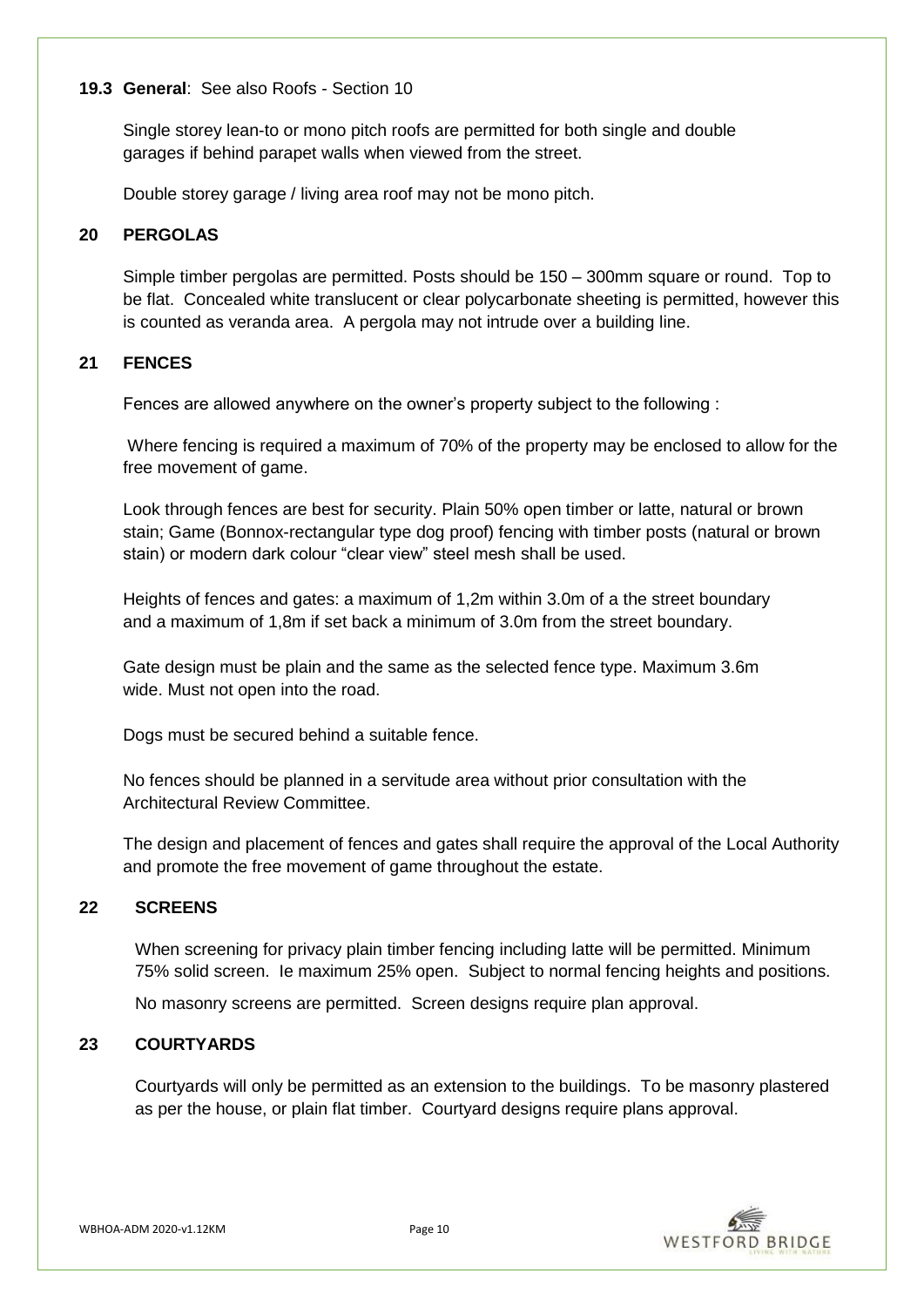### 19.3 General: See also Roofs - Section 10

Single storey lean-to or mono pitch roofs are permitted for both single and double garages if behind parapet walls when viewed from the street.

Double storey garage / living area roof may not be mono pitch.

## 20 PERGOLAS

Simple timber pergolas are permitted. Posts should be 150 – 300mm square or round. Top to be flat. Concealed white translucent or clear polycarbonate sheeting is permitted, however this is counted as veranda area. A pergola may not intrude over a building line.

## 21 FENCES

Fences are allowed anywhere on the owner's property subject to the following :

Where fencing is required a maximum of 70% of the property may be enclosed to allow for the free movement of game.

Look through fences are best for security. Plain 50% open timber or latte, natural or brown stain; Game (Bonnox-rectangular type dog proof) fencing with timber posts (natural or brown stain) or modern dark colour "clear view" steel mesh shall be used.

Heights of fences and gates: a maximum of 1,2m within 3.0m of a the street boundary and a maximum of 1,8m if set back a minimum of 3.0m from the street boundary.

Gate design must be plain and the same as the selected fence type. Maximum 3.6m wide. Must not open into the road.

Dogs must be secured behind a suitable fence.

No fences should be planned in a servitude area without prior consultation with the Architectural Review Committee.

The design and placement of fences and gates shall require the approval of the Local Authority and promote the free movement of game throughout the estate.

## 22 SCREENS

When screening for privacy plain timber fencing including latte will be permitted. Minimum 75% solid screen. Ie maximum 25% open. Subject to normal fencing heights and positions.

No masonry screens are permitted. Screen designs require plan approval.

## 23 COURTYARDS

Courtyards will only be permitted as an extension to the buildings. To be masonry plastered as per the house, or plain flat timber. Courtyard designs require plans approval.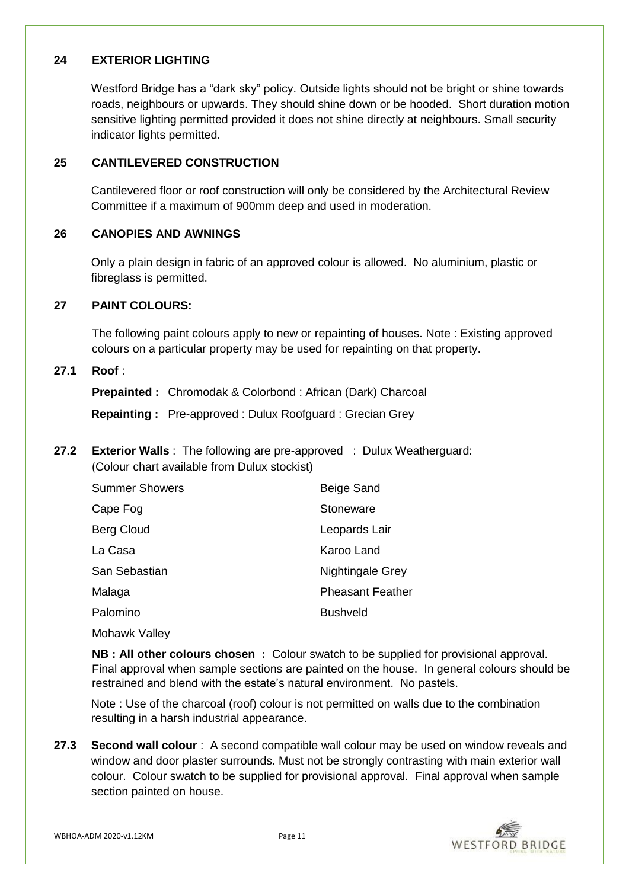## 24 EXTERIOR LIGHTING

Westford Bridge has a "dark sky" policy. Outside lights should not be bright or shine towards roads, neighbours or upwards. They should shine down or be hooded. Short duration motion sensitive lighting permitted provided it does not shine directly at neighbours. Small security indicator lights permitted.

## 25 CANTILEVERED CONSTRUCTION

Cantilevered floor or roof construction will only be considered by the Architectural Review Committee if a maximum of 900mm deep and used in moderation.

## 26 CANOPIES AND AWNINGS

Only a plain design in fabric of an approved colour is allowed. No aluminium, plastic or fibreglass is permitted.

## 27 PAINT COLOURS:

The following paint colours apply to new or repainting of houses. Note : Existing approved colours on a particular property may be used for repainting on that property.

### 27.1 Roof :

**Prepainted :** Chromodak & Colorbond : African (Dark) Charcoal

**Repainting :** Pre-approved : Dulux Roofguard : Grecian Grey

### 27.2 Exterior Walls : The following are pre-approved : Dulux Weatherguard:

(Colour chart available from Dulux stockist)

- Summer Showers
- Cape Fog
- Berg Cloud
- La Casa
- San Sebastian
- Malaga
- Palomino
- Mohawk Valley
- Beige Sand
- Stoneware
- Leopards Lair
- Karoo Land
- Nightingale Grey
- Pheasant Feather
- Bushveld

**NB : All other colours chosen :** Colour swatch to be supplied for provisional approval. Final approval when sample sections are painted on the house. In general colours should be restrained and blend with the estate's natural environment. No pastels.

Note : Use of the charcoal (roof) colour is not permitted on walls due to the combination resulting in a harsh industrial appearance.

### 27.3 Second wall colour : A second compatible wall colour may be used on window reveals and window and door plaster surrounds. Must not be strongly contrasting with main exterior wall colour. Colour swatch to be supplied for provisional approval. Final approval when sample section painted on house.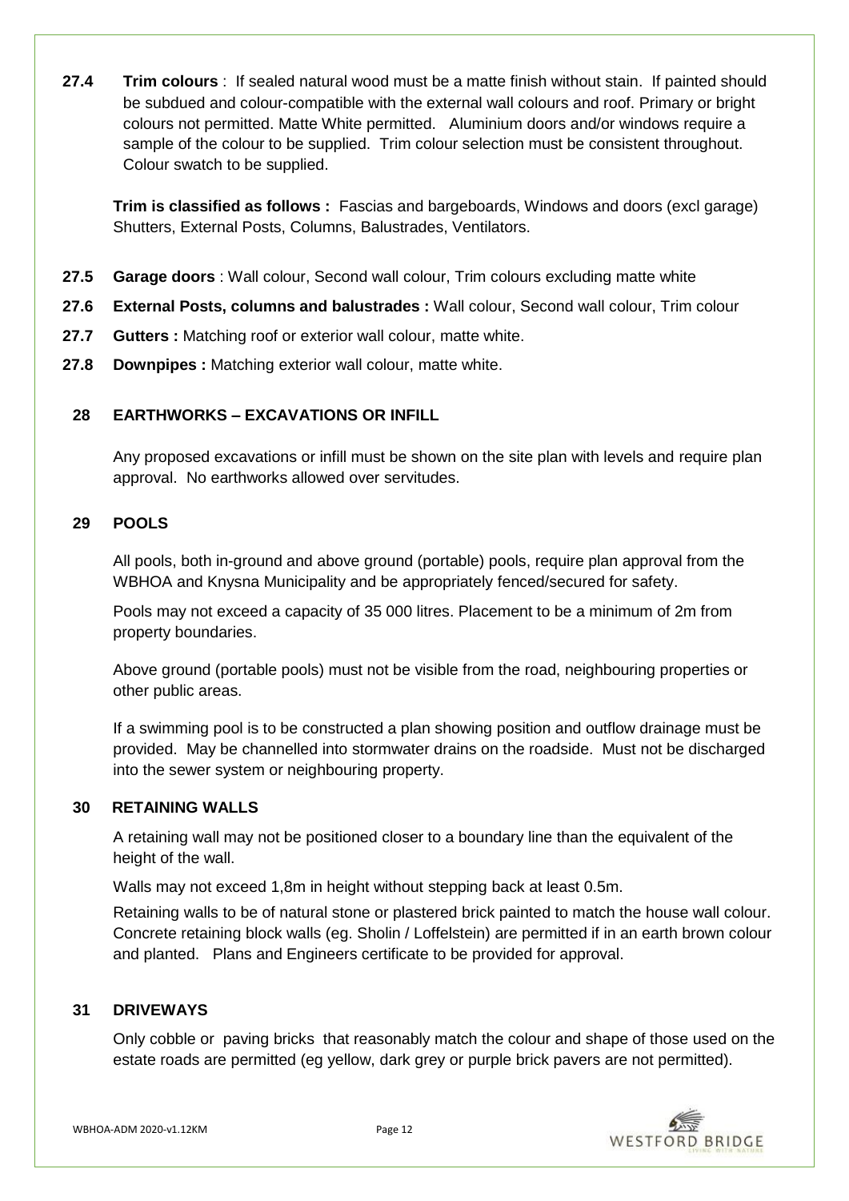**27.4** **Trim colours** : If sealed natural wood must be a matte finish without stain. If painted should be subdued and colour-compatible with the external wall colours and roof. Primary or bright colours not permitted. Matte White permitted. Aluminium doors and/or windows require a sample of the colour to be supplied. Trim colour selection must be consistent throughout. Colour swatch to be supplied.

**Trim is classified as follows :** Fascias and bargeboards, Windows and doors (excl garage) Shutters, External Posts, Columns, Balustrades, Ventilators.

**27.5** **Garage doors** : Wall colour, Second wall colour, Trim colours excluding matte white

**27.6** **External Posts, columns and balustrades :** Wall colour, Second wall colour, Trim colour

**27.7** **Gutters :** Matching roof or exterior wall colour, matte white.

**27.8** **Downpipes :** Matching exterior wall colour, matte white.

## 28 EARTHWORKS – EXCAVATIONS OR INFILL

Any proposed excavations or infill must be shown on the site plan with levels and require plan approval. No earthworks allowed over servitudes.

## 29 POOLS

All pools, both in-ground and above ground (portable) pools, require plan approval from the WBHOA and Knysna Municipality and be appropriately fenced/secured for safety.

Pools may not exceed a capacity of 35 000 litres. Placement to be a minimum of 2m from property boundaries.

Above ground (portable pools) must not be visible from the road, neighbouring properties or other public areas.

If a swimming pool is to be constructed a plan showing position and outflow drainage must be provided. May be channelled into stormwater drains on the roadside. Must not be discharged into the sewer system or neighbouring property.

## 30 RETAINING WALLS

A retaining wall may not be positioned closer to a boundary line than the equivalent of the height of the wall.

Walls may not exceed 1,8m in height without stepping back at least 0.5m.

Retaining walls to be of natural stone or plastered brick painted to match the house wall colour. Concrete retaining block walls (eg. Sholin / Loffelstein) are permitted if in an earth brown colour and planted. Plans and Engineers certificate to be provided for approval.

## 31 DRIVEWAYS

Only cobble or paving bricks that reasonably match the colour and shape of those used on the estate roads are permitted (eg yellow, dark grey or purple brick pavers are not permitted).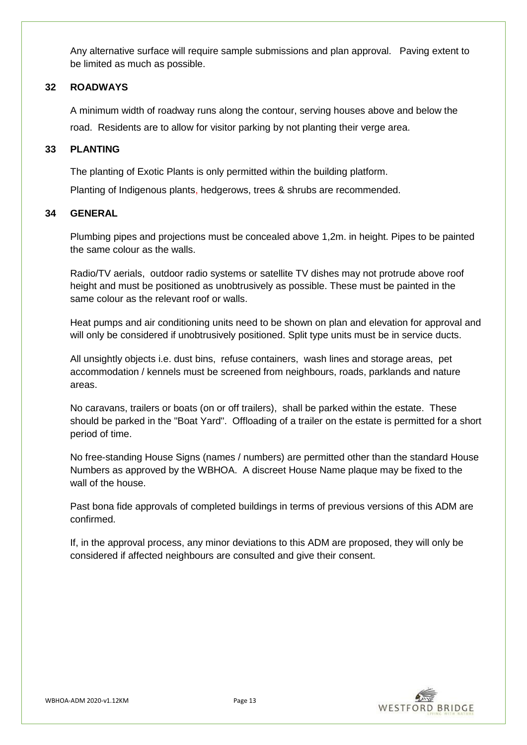Any alternative surface will require sample submissions and plan approval. Paving extent to be limited as much as possible.

## 32 ROADWAYS

A minimum width of roadway runs along the contour, serving houses above and below the road. Residents are to allow for visitor parking by not planting their verge area.

## 33 PLANTING

The planting of Exotic Plants is only permitted within the building platform.

Planting of Indigenous plants, hedgerows, trees & shrubs are recommended.

## 34 GENERAL

Plumbing pipes and projections must be concealed above 1,2m. in height. Pipes to be painted the same colour as the walls.

Radio/TV aerials, outdoor radio systems or satellite TV dishes may not protrude above roof height and must be positioned as unobtrusively as possible. These must be painted in the same colour as the relevant roof or walls.

Heat pumps and air conditioning units need to be shown on plan and elevation for approval and will only be considered if unobtrusively positioned. Split type units must be in service ducts.

All unsightly objects i.e. dust bins, refuse containers, wash lines and storage areas, pet accommodation / kennels must be screened from neighbours, roads, parklands and nature areas.

No caravans, trailers or boats (on or off trailers), shall be parked within the estate. These should be parked in the "Boat Yard". Offloading of a trailer on the estate is permitted for a short period of time.

No free-standing House Signs (names / numbers) are permitted other than the standard House Numbers as approved by the WBHOA. A discreet House Name plaque may be fixed to the wall of the house.

Past bona fide approvals of completed buildings in terms of previous versions of this ADM are confirmed.

If, in the approval process, any minor deviations to this ADM are proposed, they will only be considered if affected neighbours are consulted and give their consent.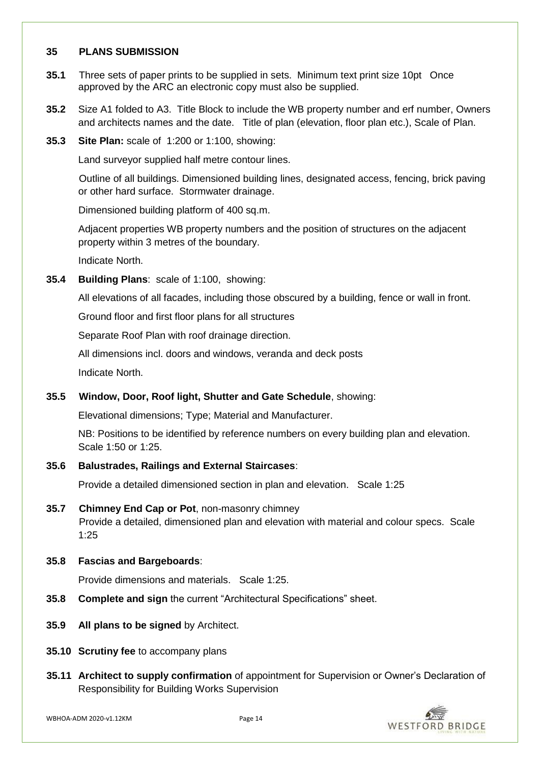## 35 PLANS SUBMISSION

**35.1** Three sets of paper prints to be supplied in sets. Minimum text print size 10pt Once approved by the ARC an electronic copy must also be supplied.

**35.2** Size A1 folded to A3. Title Block to include the WB property number and erf number, Owners and architects names and the date. Title of plan (elevation, floor plan etc.), Scale of Plan.

**35.3** **Site Plan:** scale of 1:200 or 1:100, showing:

Land surveyor supplied half metre contour lines.

Outline of all buildings. Dimensioned building lines, designated access, fencing, brick paving or other hard surface. Stormwater drainage.

Dimensioned building platform of 400 sq.m.

Adjacent properties WB property numbers and the position of structures on the adjacent property within 3 metres of the boundary.

Indicate North.

**35.4** **Building Plans**: scale of 1:100, showing:

All elevations of all facades, including those obscured by a building, fence or wall in front.

Ground floor and first floor plans for all structures

Separate Roof Plan with roof drainage direction.

All dimensions incl. doors and windows, veranda and deck posts

Indicate North.

**35.5** **Window, Door, Roof light, Shutter and Gate Schedule**, showing:

Elevational dimensions; Type; Material and Manufacturer.

NB: Positions to be identified by reference numbers on every building plan and elevation. Scale 1:50 or 1:25.

**35.6** **Balustrades, Railings and External Staircases**:

Provide a detailed dimensioned section in plan and elevation. Scale 1:25

**35.7** **Chimney End Cap or Pot**, non-masonry chimney
Provide a detailed, dimensioned plan and elevation with material and colour specs. Scale 1:25

**35.8** **Fascias and Bargeboards**:

Provide dimensions and materials. Scale 1:25.

**35.8** **Complete and sign** the current "Architectural Specifications" sheet.

**35.9** **All plans to be signed** by Architect.

**35.10** **Scrutiny fee** to accompany plans

**35.11** **Architect to supply confirmation** of appointment for Supervision or Owner's Declaration of Responsibility for Building Works Supervision